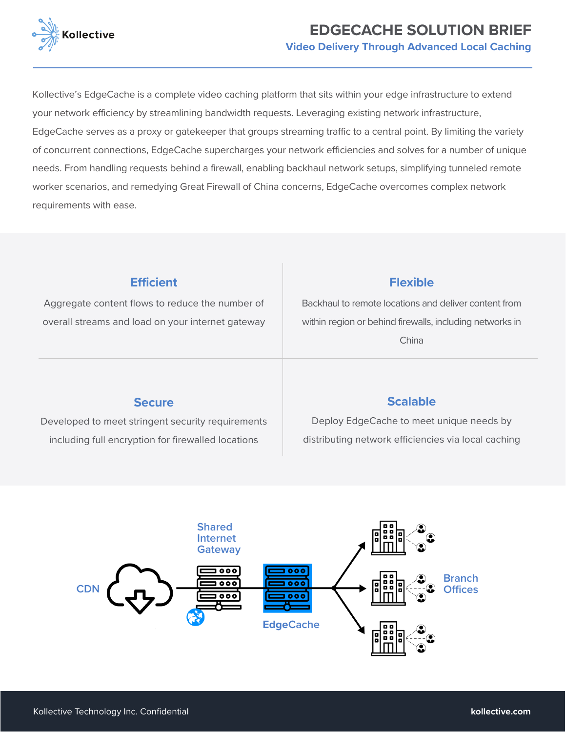# EDGECACHE SOLUTION BRIEF

## Video Delivery Through Advanced Local Caching

Kollective's EdgeCache is a complete video caching platform that sits within your edge infrastructure to extend your network efficiency by streamlining bandwidth requests. Leveraging existing network infrastructure, EdgeCache serves as a proxy or gatekeeper that groups streaming traffic to a central point. By limiting the variety of concurrent connections, EdgeCache supercharges your network efficiencies and solves for a number of unique needs. From handling requests behind a firewall, enabling backhaul network setups, simplifying tunneled remote worker scenarios, and remedying Great Firewall of China concerns, EdgeCache overcomes complex network requirements with ease.

### Efficient

Aggregate content flows to reduce the number of overall streams and load on your internet gateway

### Flexible

Backhaul to remote locations and deliver content from within region or behind firewalls, including networks in China

### Secure

Developed to meet stringent security requirements including full encryption for firewalled locations

### Scalable

Deploy EdgeCache to meet unique needs by distributing network efficiencies via local caching

CDN → Shared Internet Gateway → EdgeCache → Branch Offices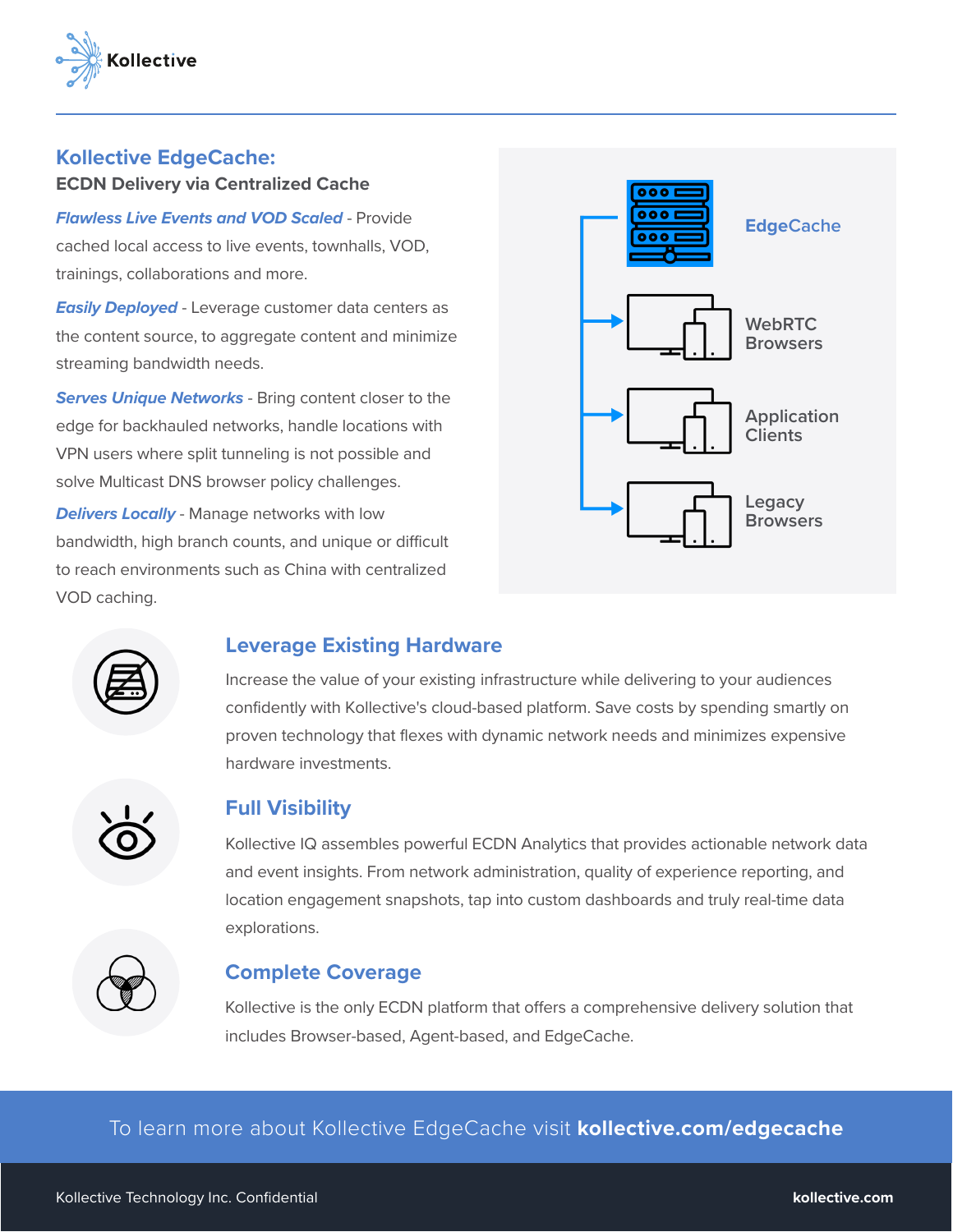## Kollective EdgeCache:

**ECDN Delivery via Centralized Cache**

***Flawless Live Events and VOD Scaled*** - Provide cached local access to live events, townhalls, VOD, trainings, collaborations and more.

***Easily Deployed*** - Leverage customer data centers as the content source, to aggregate content and minimize streaming bandwidth needs.

***Serves Unique Networks*** - Bring content closer to the edge for backhauled networks, handle locations with VPN users where split tunneling is not possible and solve Multicast DNS browser policy challenges.

***Delivers Locally*** - Manage networks with low bandwidth, high branch counts, and unique or difficult to reach environments such as China with centralized VOD caching.

EdgeCache

WebRTC Browsers

Application Clients

Legacy Browsers

### Leverage Existing Hardware

Increase the value of your existing infrastructure while delivering to your audiences confidently with Kollective's cloud-based platform. Save costs by spending smartly on proven technology that flexes with dynamic network needs and minimizes expensive hardware investments.

### Full Visibility

Kollective IQ assembles powerful ECDN Analytics that provides actionable network data and event insights. From network administration, quality of experience reporting, and location engagement snapshots, tap into custom dashboards and truly real-time data explorations.

### Complete Coverage

Kollective is the only ECDN platform that offers a comprehensive delivery solution that includes Browser-based, Agent-based, and EdgeCache.

To learn more about Kollective EdgeCache visit **kollective.com/edgecache**